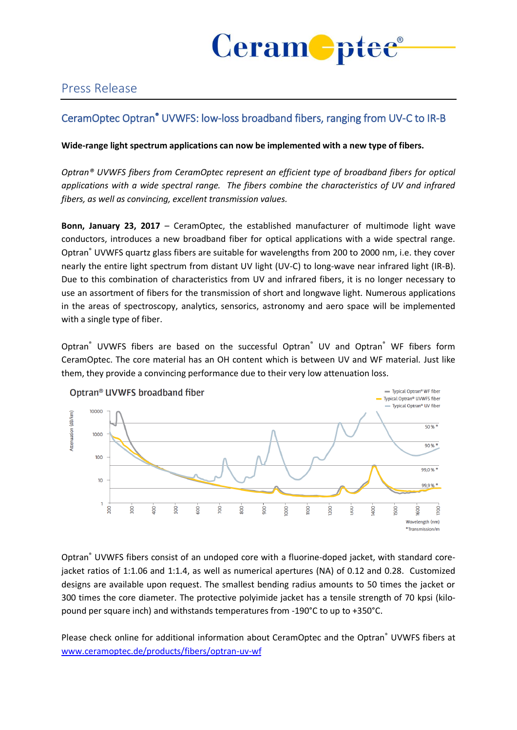# Press Release

## CeramOptec Optran® UVWFS: low-loss broadband fibers, ranging from UV-C to IR-B

**Wide-range light spectrum applications can now be implemented with a new type of fibers.**

*Optran® UVWFS fibers from CeramOptec represent an efficient type of broadband fibers for optical applications with a wide spectral range. The fibers combine the characteristics of UV and infrared fibers, as well as convincing, excellent transmission values.*

**Bonn, January 23, 2017** – CeramOptec, the established manufacturer of multimode light wave conductors, introduces a new broadband fiber for optical applications with a wide spectral range. Optran® UVWFS quartz glass fibers are suitable for wavelengths from 200 to 2000 nm, i.e. they cover nearly the entire light spectrum from distant UV light (UV-C) to long-wave near infrared light (IR-B). Due to this combination of characteristics from UV and infrared fibers, it is no longer necessary to use an assortment of fibers for the transmission of short and longwave light. Numerous applications in the areas of spectroscopy, analytics, sensorics, astronomy and aero space will be implemented with a single type of fiber.

Optran® UVWFS fibers are based on the successful Optran® UV and Optran® WF fibers form CeramOptec. The core material has an OH content which is between UV and WF material. Just like them, they provide a convincing performance due to their very low attenuation loss.

Optran® UVWFS broadband fiber

Optran® UVWFS fibers consist of an undoped core with a fluorine-doped jacket, with standard core-jacket ratios of 1:1.06 and 1:1.4, as well as numerical apertures (NA) of 0.12 and 0.28. Customized designs are available upon request. The smallest bending radius amounts to 50 times the jacket or 300 times the core diameter. The protective polyimide jacket has a tensile strength of 70 kpsi (kilo-pound per square inch) and withstands temperatures from -190°C to up to +350°C.

Please check online for additional information about CeramOptec and the Optran® UVWFS fibers at [www.ceramoptec.de/products/fibers/optran-uv-wf](www.ceramoptec.de/products/fibers/optran-uv-wf)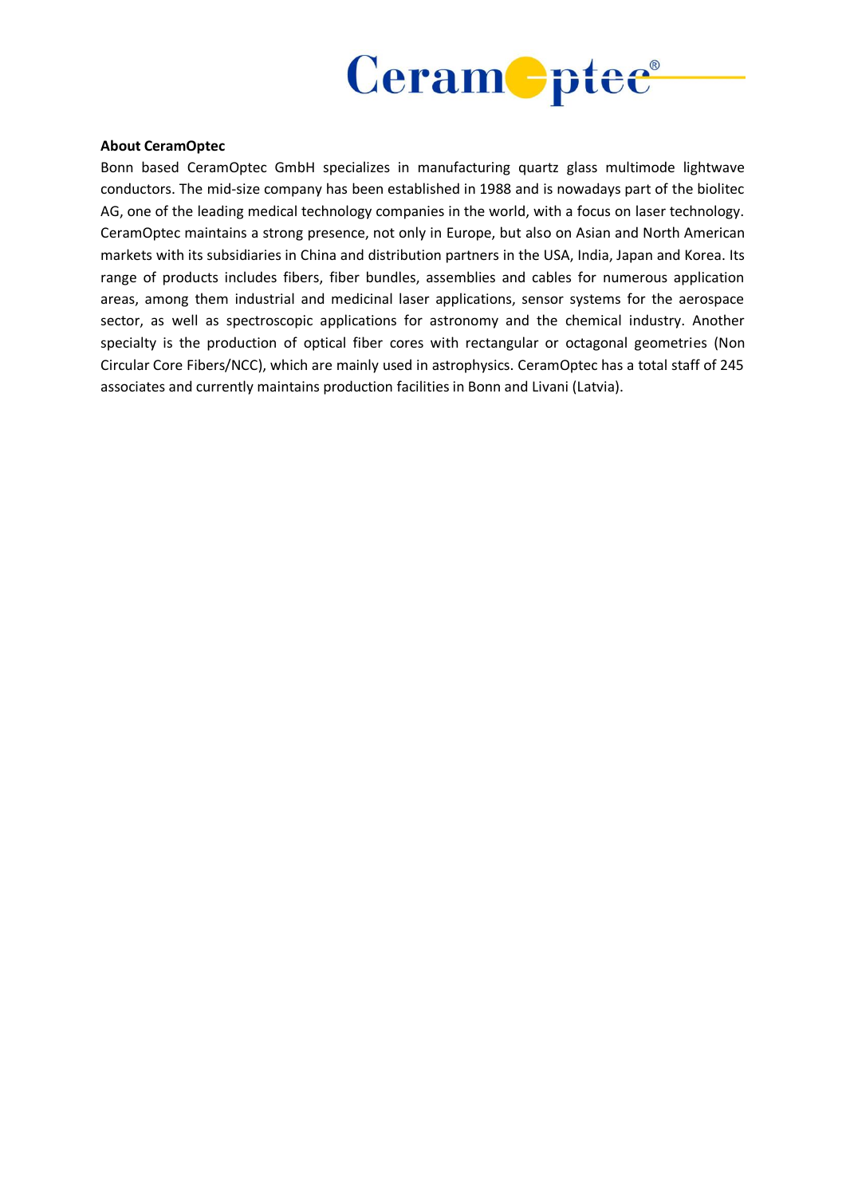**About CeramOptec**

Bonn based CeramOptec GmbH specializes in manufacturing quartz glass multimode lightwave conductors. The mid-size company has been established in 1988 and is nowadays part of the biolitec AG, one of the leading medical technology companies in the world, with a focus on laser technology. CeramOptec maintains a strong presence, not only in Europe, but also on Asian and North American markets with its subsidiaries in China and distribution partners in the USA, India, Japan and Korea. Its range of products includes fibers, fiber bundles, assemblies and cables for numerous application areas, among them industrial and medicinal laser applications, sensor systems for the aerospace sector, as well as spectroscopic applications for astronomy and the chemical industry. Another specialty is the production of optical fiber cores with rectangular or octagonal geometries (Non Circular Core Fibers/NCC), which are mainly used in astrophysics. CeramOptec has a total staff of 245 associates and currently maintains production facilities in Bonn and Livani (Latvia).